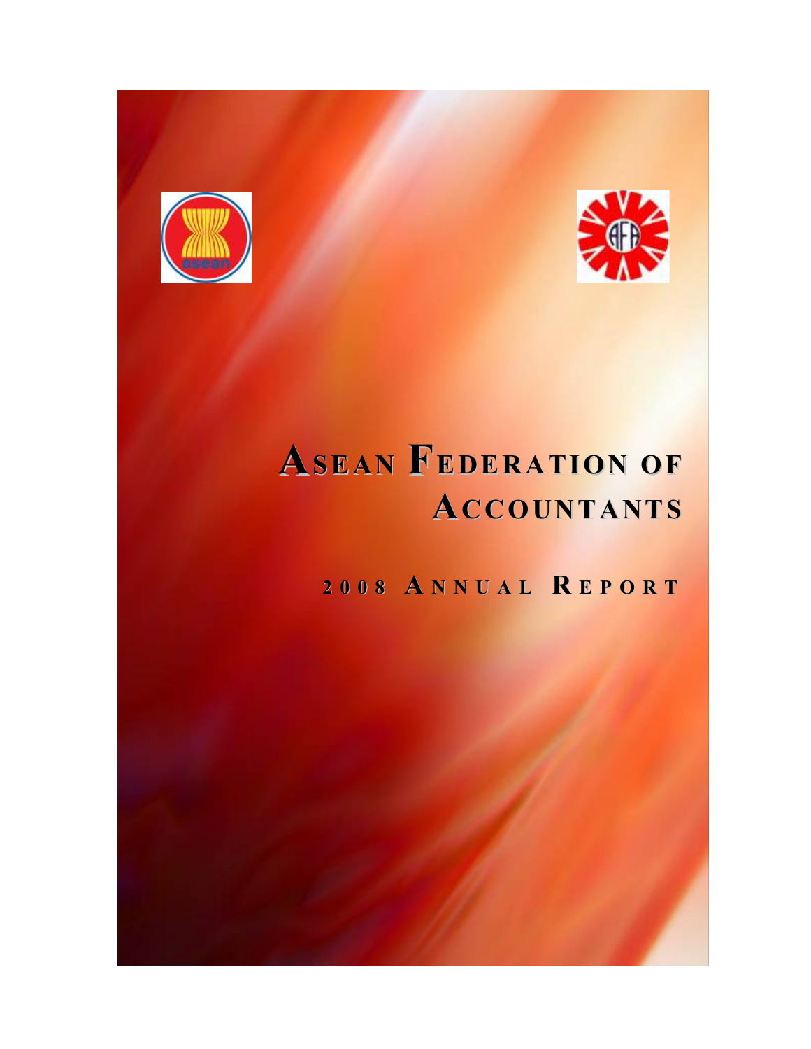# ASEAN FEDERATION OF ACCOUNTANTS

## 2008 ANNUAL REPORT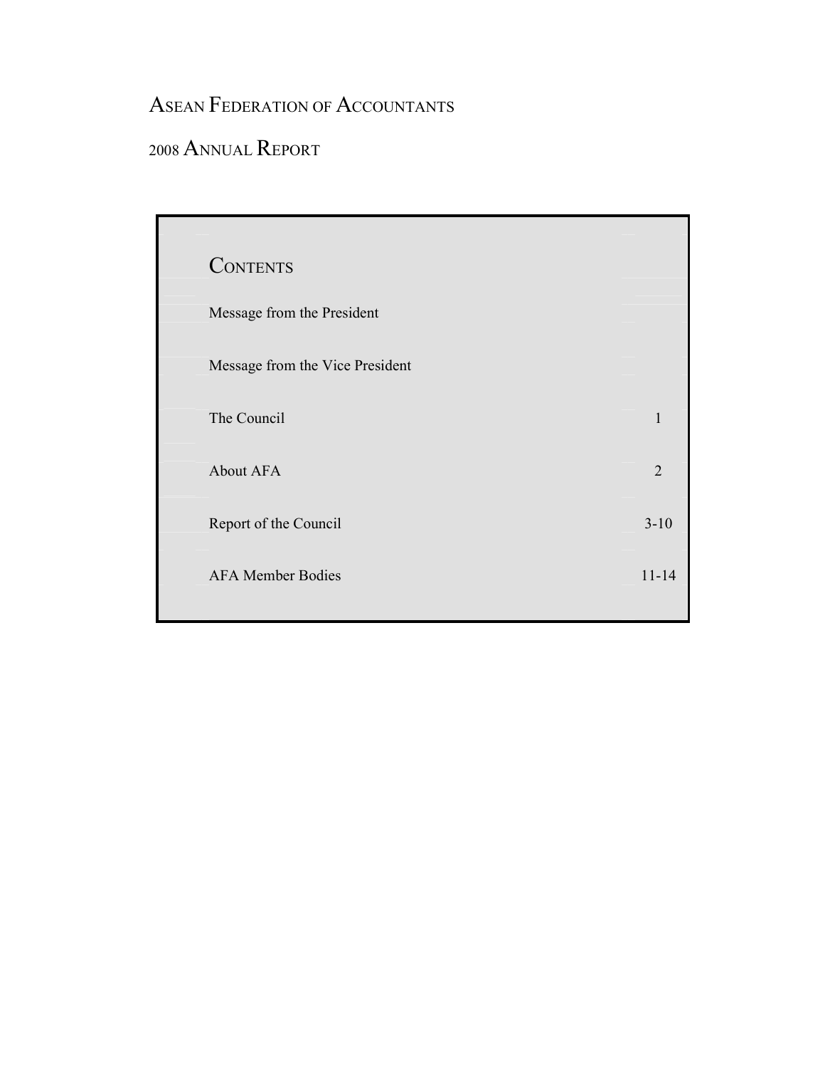# ASEAN FEDERATION OF ACCOUNTANTS

## 2008 ANNUAL REPORT

### CONTENTS

| | |
|---|---|
| Message from the President | |
| Message from the Vice President | |
| The Council | 1 |
| About AFA | 2 |
| Report of the Council | 3-10 |
| AFA Member Bodies | 11-14 |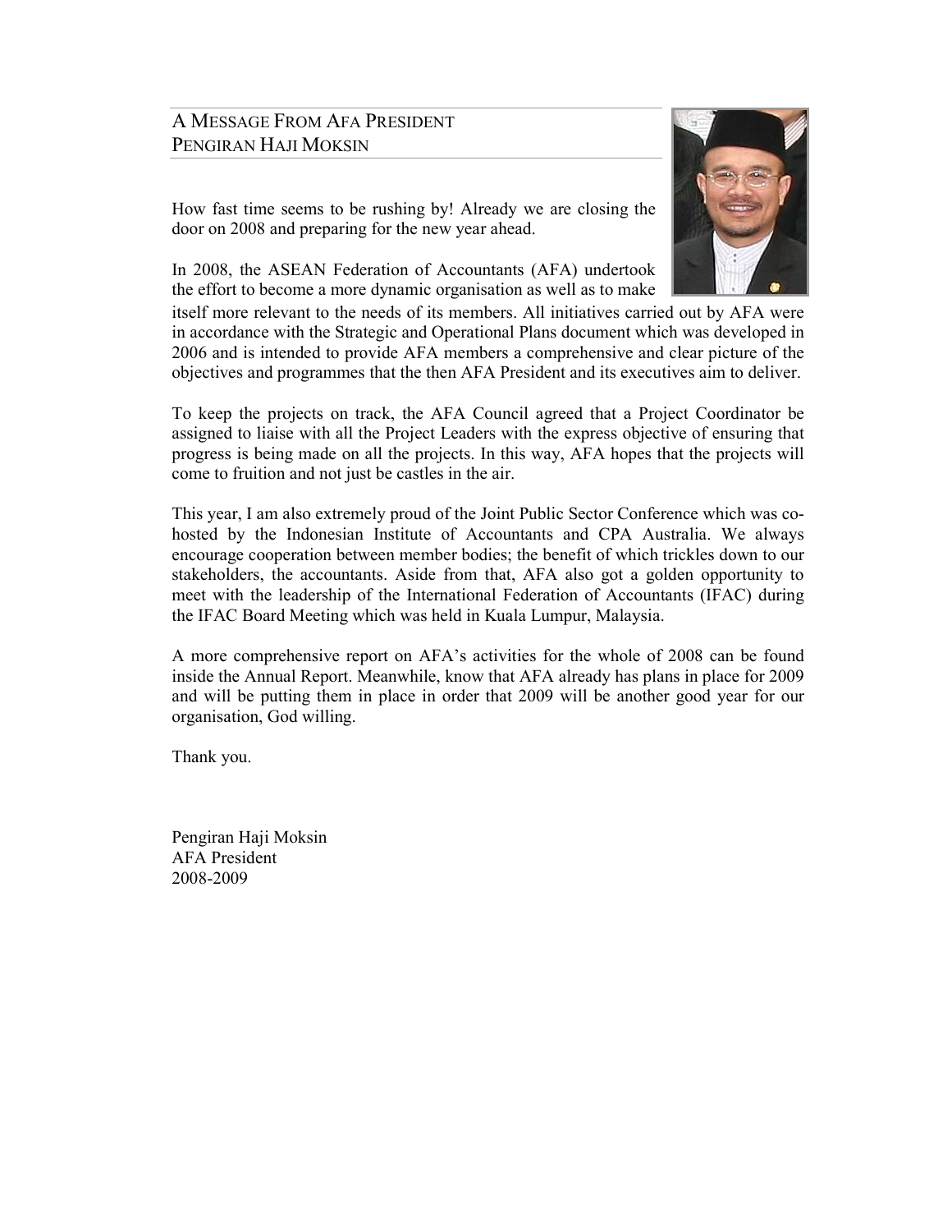## A Message From AFA President Pengiran Haji Moksin

How fast time seems to be rushing by! Already we are closing the door on 2008 and preparing for the new year ahead.

In 2008, the ASEAN Federation of Accountants (AFA) undertook the effort to become a more dynamic organisation as well as to make itself more relevant to the needs of its members. All initiatives carried out by AFA were in accordance with the Strategic and Operational Plans document which was developed in 2006 and is intended to provide AFA members a comprehensive and clear picture of the objectives and programmes that the then AFA President and its executives aim to deliver.

To keep the projects on track, the AFA Council agreed that a Project Coordinator be assigned to liaise with all the Project Leaders with the express objective of ensuring that progress is being made on all the projects. In this way, AFA hopes that the projects will come to fruition and not just be castles in the air.

This year, I am also extremely proud of the Joint Public Sector Conference which was co-hosted by the Indonesian Institute of Accountants and CPA Australia. We always encourage cooperation between member bodies; the benefit of which trickles down to our stakeholders, the accountants. Aside from that, AFA also got a golden opportunity to meet with the leadership of the International Federation of Accountants (IFAC) during the IFAC Board Meeting which was held in Kuala Lumpur, Malaysia.

A more comprehensive report on AFA's activities for the whole of 2008 can be found inside the Annual Report. Meanwhile, know that AFA already has plans in place for 2009 and will be putting them in place in order that 2009 will be another good year for our organisation, God willing.

Thank you.

Pengiran Haji Moksin
AFA President
2008-2009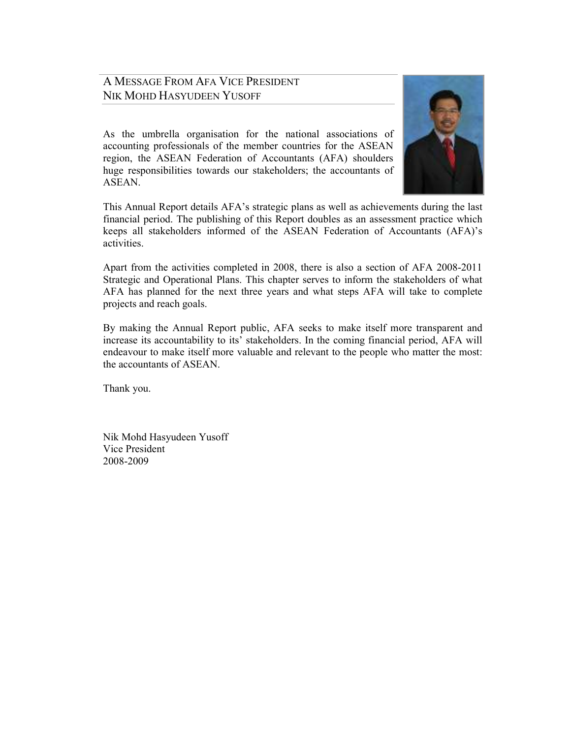## A Message From AFA Vice President Nik Mohd Hasyudeen Yusoff

As the umbrella organisation for the national associations of accounting professionals of the member countries for the ASEAN region, the ASEAN Federation of Accountants (AFA) shoulders huge responsibilities towards our stakeholders; the accountants of ASEAN.

This Annual Report details AFA's strategic plans as well as achievements during the last financial period. The publishing of this Report doubles as an assessment practice which keeps all stakeholders informed of the ASEAN Federation of Accountants (AFA)'s activities.

Apart from the activities completed in 2008, there is also a section of AFA 2008-2011 Strategic and Operational Plans. This chapter serves to inform the stakeholders of what AFA has planned for the next three years and what steps AFA will take to complete projects and reach goals.

By making the Annual Report public, AFA seeks to make itself more transparent and increase its accountability to its' stakeholders. In the coming financial period, AFA will endeavour to make itself more valuable and relevant to the people who matter the most: the accountants of ASEAN.

Thank you.

Nik Mohd Hasyudeen Yusoff
Vice President
2008-2009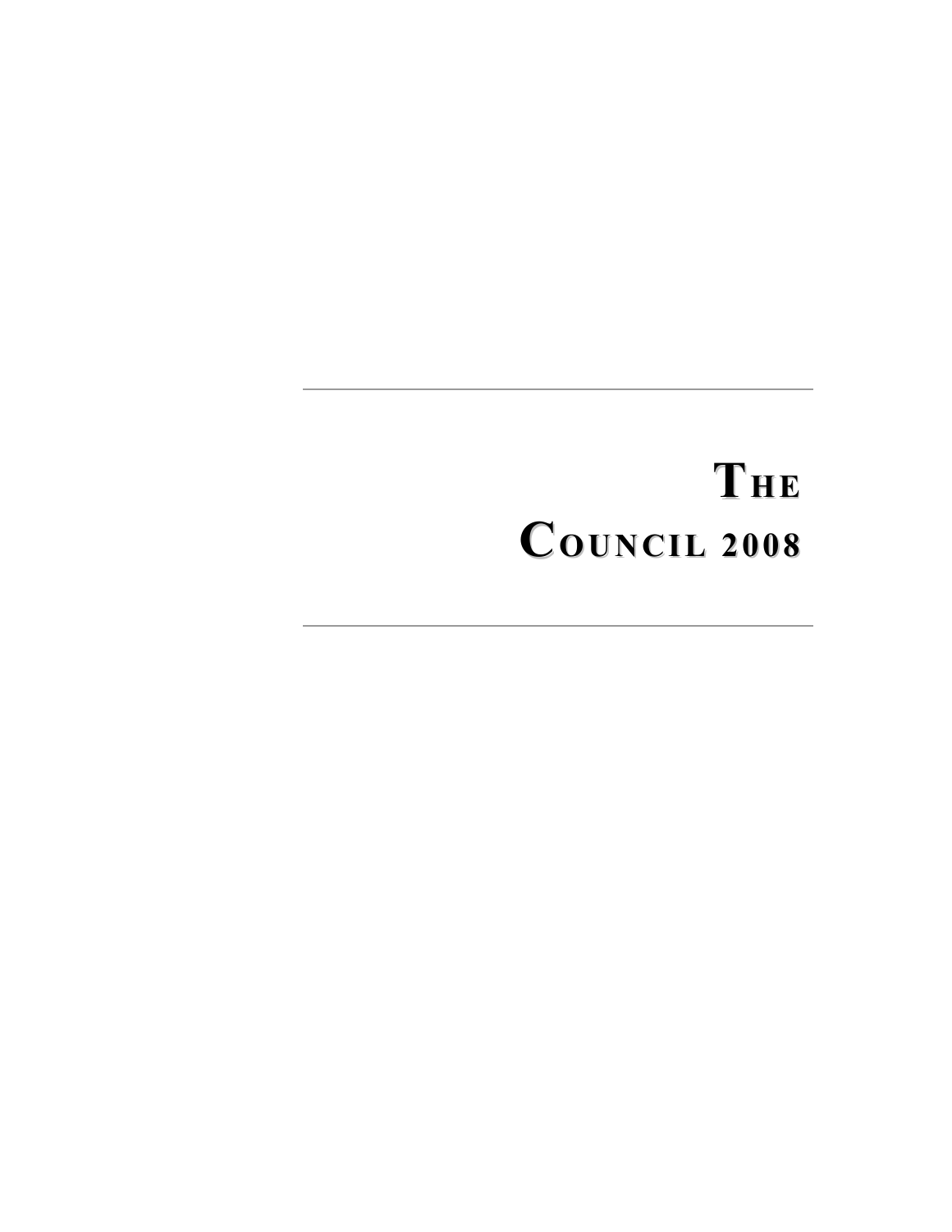# THE COUNCIL 2008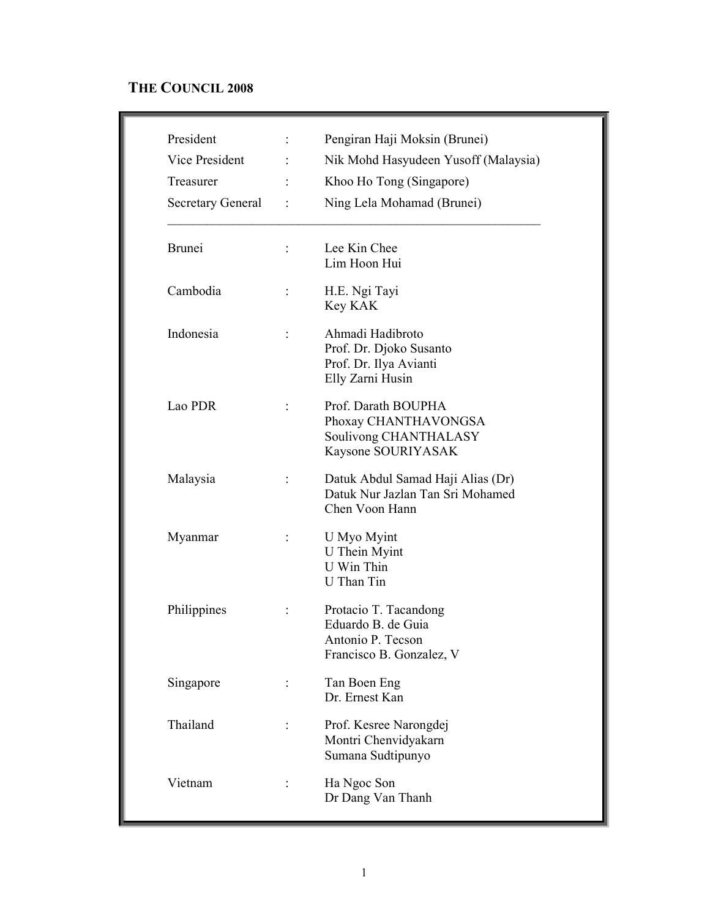## THE COUNCIL 2008

| | | |
|---|---|---|
| President | : | Pengiran Haji Moksin (Brunei) |
| Vice President | : | Nik Mohd Hasyudeen Yusoff (Malaysia) |
| Treasurer | : | Khoo Ho Tong (Singapore) |
| Secretary General | : | Ning Lela Mohamad (Brunei) |
| Brunei | : | Lee Kin Chee<br>Lim Hoon Hui |
| Cambodia | : | H.E. Ngi Tayi<br>Key KAK |
| Indonesia | : | Ahmadi Hadibroto<br>Prof. Dr. Djoko Susanto<br>Prof. Dr. Ilya Avianti<br>Elly Zarni Husin |
| Lao PDR | : | Prof. Darath BOUPHA<br>Phoxay CHANTHAVONGSA<br>Soulivong CHANTHALASY<br>Kaysone SOURIYASAK |
| Malaysia | : | Datuk Abdul Samad Haji Alias (Dr)<br>Datuk Nur Jazlan Tan Sri Mohamed<br>Chen Voon Hann |
| Myanmar | : | U Myo Myint<br>U Thein Myint<br>U Win Thin<br>U Than Tin |
| Philippines | : | Protacio T. Tacandong<br>Eduardo B. de Guia<br>Antonio P. Tecson<br>Francisco B. Gonzalez, V |
| Singapore | : | Tan Boen Eng<br>Dr. Ernest Kan |
| Thailand | : | Prof. Kesree Narongdej<br>Montri Chenvidyakarn<br>Sumana Sudtipunyo |
| Vietnam | : | Ha Ngoc Son<br>Dr Dang Van Thanh |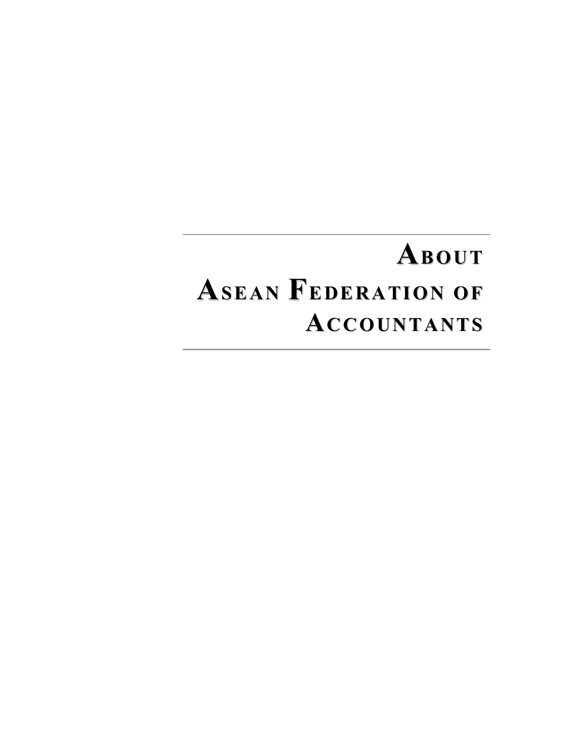# About ASEAN Federation of Accountants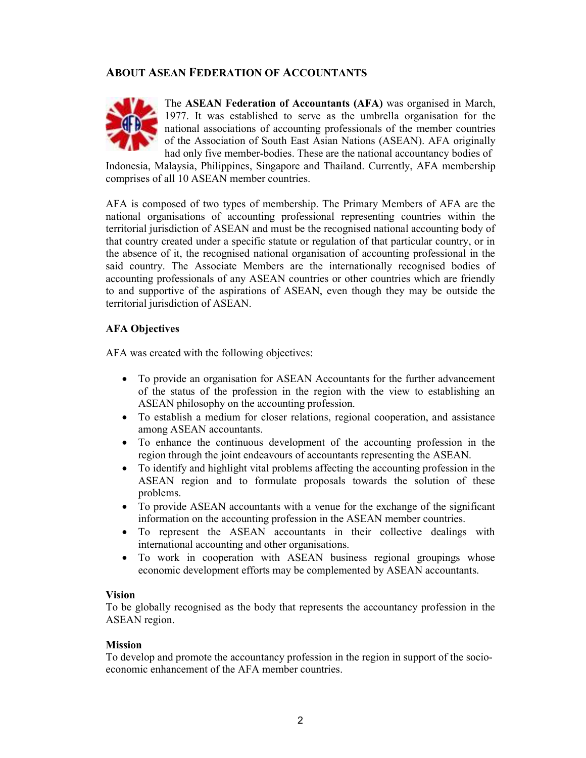## About ASEAN Federation of Accountants

The **ASEAN Federation of Accountants (AFA)** was organised in March, 1977. It was established to serve as the umbrella organisation for the national associations of accounting professionals of the member countries of the Association of South East Asian Nations (ASEAN). AFA originally had only five member-bodies. These are the national accountancy bodies of Indonesia, Malaysia, Philippines, Singapore and Thailand. Currently, AFA membership comprises of all 10 ASEAN member countries.

AFA is composed of two types of membership. The Primary Members of AFA are the national organisations of accounting professional representing countries within the territorial jurisdiction of ASEAN and must be the recognised national accounting body of that country created under a specific statute or regulation of that particular country, or in the absence of it, the recognised national organisation of accounting professional in the said country. The Associate Members are the internationally recognised bodies of accounting professionals of any ASEAN countries or other countries which are friendly to and supportive of the aspirations of ASEAN, even though they may be outside the territorial jurisdiction of ASEAN.

### AFA Objectives

AFA was created with the following objectives:

- To provide an organisation for ASEAN Accountants for the further advancement of the status of the profession in the region with the view to establishing an ASEAN philosophy on the accounting profession.
- To establish a medium for closer relations, regional cooperation, and assistance among ASEAN accountants.
- To enhance the continuous development of the accounting profession in the region through the joint endeavours of accountants representing the ASEAN.
- To identify and highlight vital problems affecting the accounting profession in the ASEAN region and to formulate proposals towards the solution of these problems.
- To provide ASEAN accountants with a venue for the exchange of the significant information on the accounting profession in the ASEAN member countries.
- To represent the ASEAN accountants in their collective dealings with international accounting and other organisations.
- To work in cooperation with ASEAN business regional groupings whose economic development efforts may be complemented by ASEAN accountants.

### Vision

To be globally recognised as the body that represents the accountancy profession in the ASEAN region.

### Mission

To develop and promote the accountancy profession in the region in support of the socio-economic enhancement of the AFA member countries.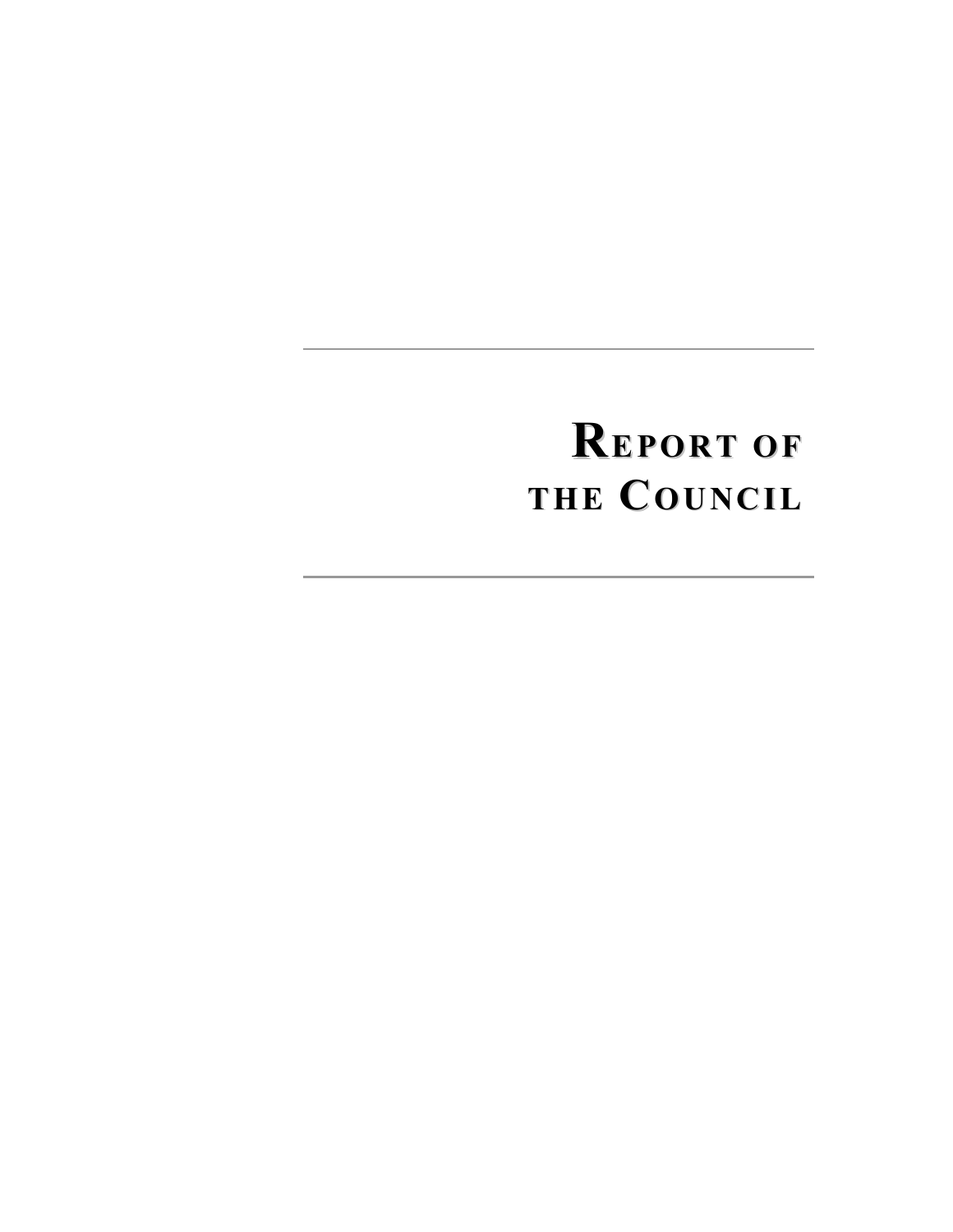# Report of the Council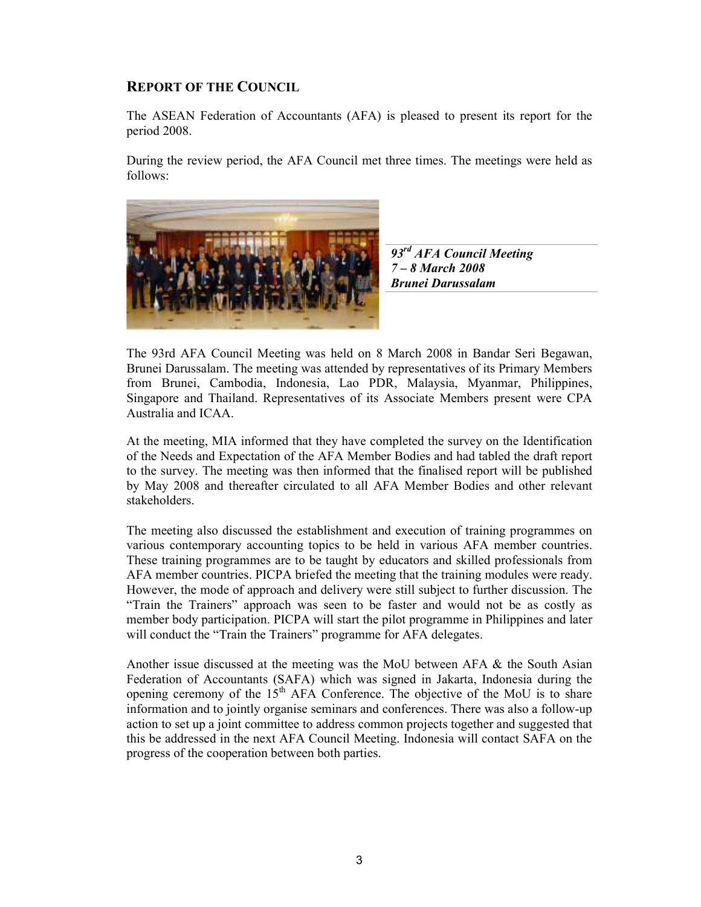## Report of the Council

The ASEAN Federation of Accountants (AFA) is pleased to present its report for the period 2008.

During the review period, the AFA Council met three times. The meetings were held as follows:

***93rd AFA Council Meeting***
***7 – 8 March 2008***
***Brunei Darussalam***

The 93rd AFA Council Meeting was held on 8 March 2008 in Bandar Seri Begawan, Brunei Darussalam. The meeting was attended by representatives of its Primary Members from Brunei, Cambodia, Indonesia, Lao PDR, Malaysia, Myanmar, Philippines, Singapore and Thailand. Representatives of its Associate Members present were CPA Australia and ICAA.

At the meeting, MIA informed that they have completed the survey on the Identification of the Needs and Expectation of the AFA Member Bodies and had tabled the draft report to the survey. The meeting was then informed that the finalised report will be published by May 2008 and thereafter circulated to all AFA Member Bodies and other relevant stakeholders.

The meeting also discussed the establishment and execution of training programmes on various contemporary accounting topics to be held in various AFA member countries. These training programmes are to be taught by educators and skilled professionals from AFA member countries. PICPA briefed the meeting that the training modules were ready. However, the mode of approach and delivery were still subject to further discussion. The "Train the Trainers" approach was seen to be faster and would not be as costly as member body participation. PICPA will start the pilot programme in Philippines and later will conduct the "Train the Trainers" programme for AFA delegates.

Another issue discussed at the meeting was the MoU between AFA & the South Asian Federation of Accountants (SAFA) which was signed in Jakarta, Indonesia during the opening ceremony of the 15th AFA Conference. The objective of the MoU is to share information and to jointly organise seminars and conferences. There was also a follow-up action to set up a joint committee to address common projects together and suggested that this be addressed in the next AFA Council Meeting. Indonesia will contact SAFA on the progress of the cooperation between both parties.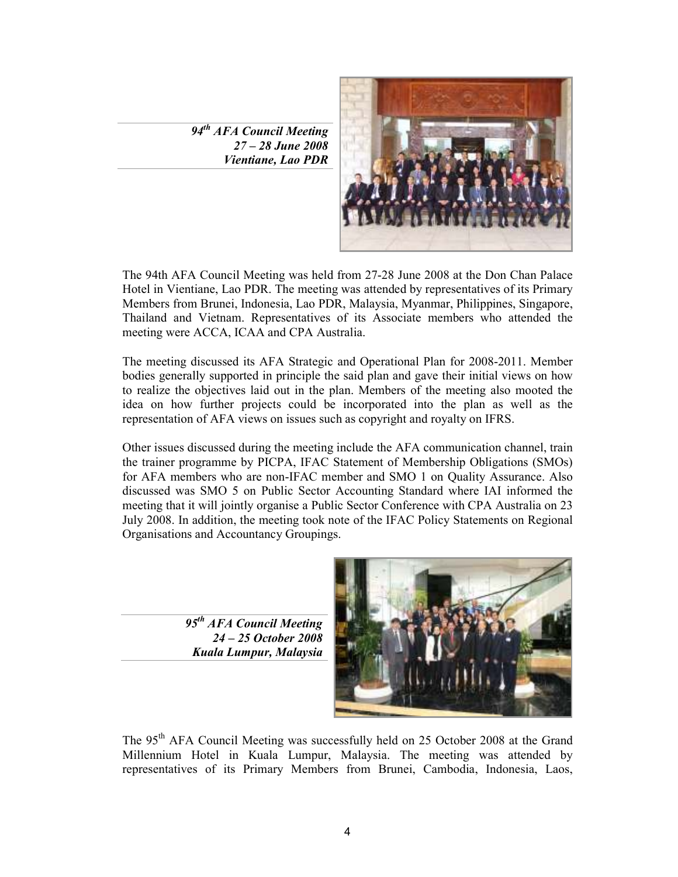*94th AFA Council Meeting*
*27 – 28 June 2008*
*Vientiane, Lao PDR*

The 94th AFA Council Meeting was held from 27-28 June 2008 at the Don Chan Palace Hotel in Vientiane, Lao PDR. The meeting was attended by representatives of its Primary Members from Brunei, Indonesia, Lao PDR, Malaysia, Myanmar, Philippines, Singapore, Thailand and Vietnam. Representatives of its Associate members who attended the meeting were ACCA, ICAA and CPA Australia.

The meeting discussed its AFA Strategic and Operational Plan for 2008-2011. Member bodies generally supported in principle the said plan and gave their initial views on how to realize the objectives laid out in the plan. Members of the meeting also mooted the idea on how further projects could be incorporated into the plan as well as the representation of AFA views on issues such as copyright and royalty on IFRS.

Other issues discussed during the meeting include the AFA communication channel, train the trainer programme by PICPA, IFAC Statement of Membership Obligations (SMOs) for AFA members who are non-IFAC member and SMO 1 on Quality Assurance. Also discussed was SMO 5 on Public Sector Accounting Standard where IAI informed the meeting that it will jointly organise a Public Sector Conference with CPA Australia on 23 July 2008. In addition, the meeting took note of the IFAC Policy Statements on Regional Organisations and Accountancy Groupings.

*95th AFA Council Meeting*
*24 – 25 October 2008*
*Kuala Lumpur, Malaysia*

The 95th AFA Council Meeting was successfully held on 25 October 2008 at the Grand Millennium Hotel in Kuala Lumpur, Malaysia. The meeting was attended by representatives of its Primary Members from Brunei, Cambodia, Indonesia, Laos,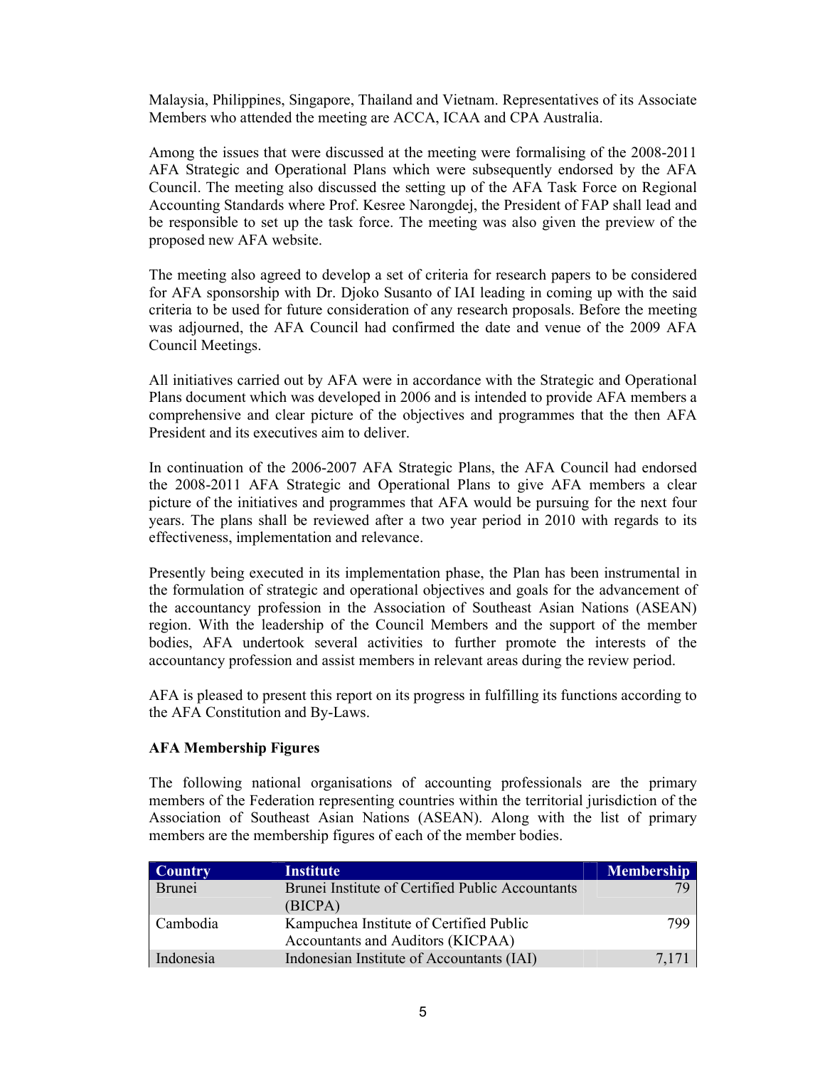Malaysia, Philippines, Singapore, Thailand and Vietnam. Representatives of its Associate Members who attended the meeting are ACCA, ICAA and CPA Australia.

Among the issues that were discussed at the meeting were formalising of the 2008-2011 AFA Strategic and Operational Plans which were subsequently endorsed by the AFA Council. The meeting also discussed the setting up of the AFA Task Force on Regional Accounting Standards where Prof. Kesree Narongdej, the President of FAP shall lead and be responsible to set up the task force. The meeting was also given the preview of the proposed new AFA website.

The meeting also agreed to develop a set of criteria for research papers to be considered for AFA sponsorship with Dr. Djoko Susanto of IAI leading in coming up with the said criteria to be used for future consideration of any research proposals. Before the meeting was adjourned, the AFA Council had confirmed the date and venue of the 2009 AFA Council Meetings.

All initiatives carried out by AFA were in accordance with the Strategic and Operational Plans document which was developed in 2006 and is intended to provide AFA members a comprehensive and clear picture of the objectives and programmes that the then AFA President and its executives aim to deliver.

In continuation of the 2006-2007 AFA Strategic Plans, the AFA Council had endorsed the 2008-2011 AFA Strategic and Operational Plans to give AFA members a clear picture of the initiatives and programmes that AFA would be pursuing for the next four years. The plans shall be reviewed after a two year period in 2010 with regards to its effectiveness, implementation and relevance.

Presently being executed in its implementation phase, the Plan has been instrumental in the formulation of strategic and operational objectives and goals for the advancement of the accountancy profession in the Association of Southeast Asian Nations (ASEAN) region. With the leadership of the Council Members and the support of the member bodies, AFA undertook several activities to further promote the interests of the accountancy profession and assist members in relevant areas during the review period.

AFA is pleased to present this report on its progress in fulfilling its functions according to the AFA Constitution and By-Laws.

**AFA Membership Figures**

The following national organisations of accounting professionals are the primary members of the Federation representing countries within the territorial jurisdiction of the Association of Southeast Asian Nations (ASEAN). Along with the list of primary members are the membership figures of each of the member bodies.

| Country | Institute | Membership |
|---|---|---|
| Brunei | Brunei Institute of Certified Public Accountants (BICPA) | 79 |
| Cambodia | Kampuchea Institute of Certified Public Accountants and Auditors (KICPAA) | 799 |
| Indonesia | Indonesian Institute of Accountants (IAI) | 7,171 |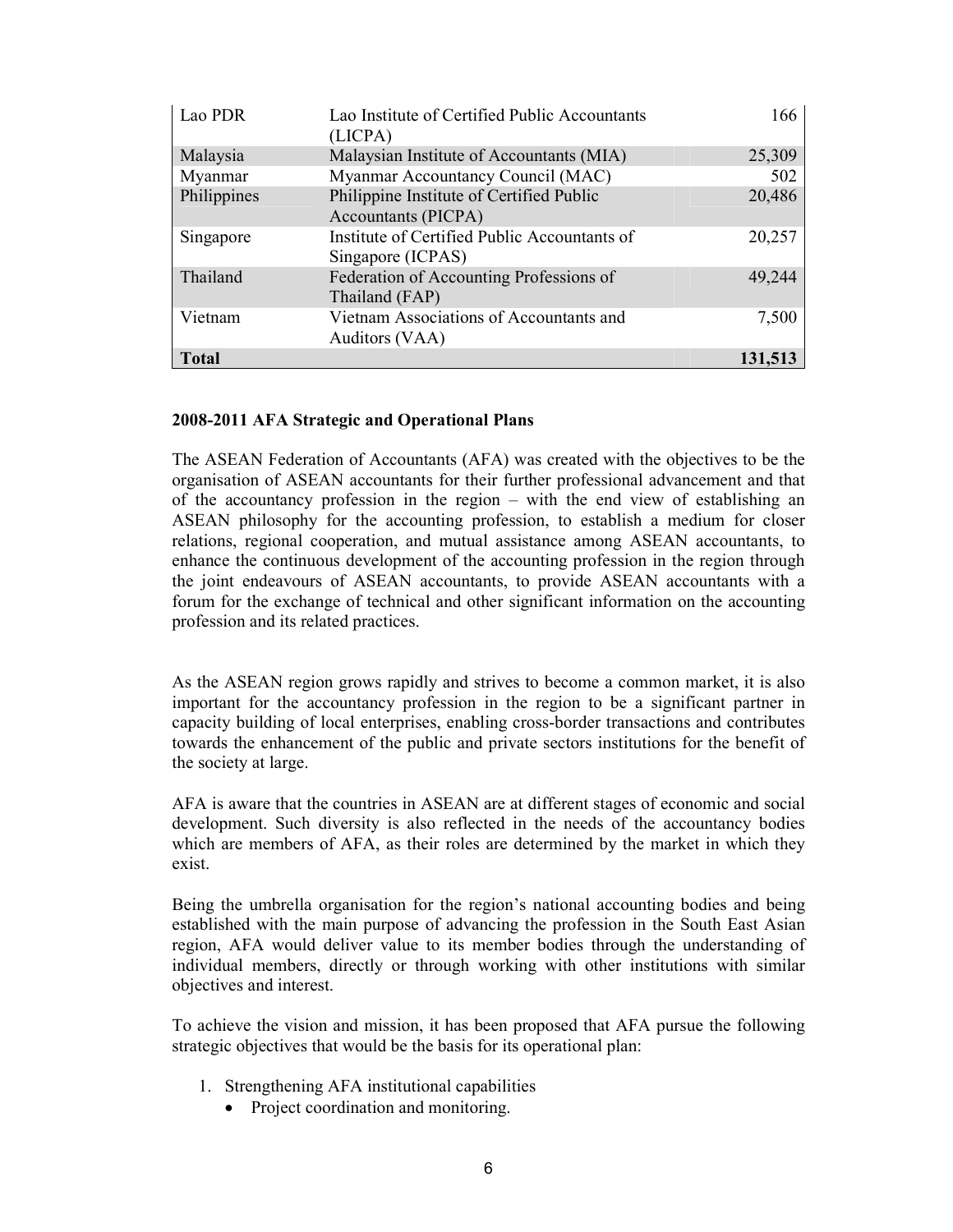| Lao PDR | Lao Institute of Certified Public Accountants (LICPA) | 166 |
|---|---|---|
| Malaysia | Malaysian Institute of Accountants (MIA) | 25,309 |
| Myanmar | Myanmar Accountancy Council (MAC) | 502 |
| Philippines | Philippine Institute of Certified Public Accountants (PICPA) | 20,486 |
| Singapore | Institute of Certified Public Accountants of Singapore (ICPAS) | 20,257 |
| Thailand | Federation of Accounting Professions of Thailand (FAP) | 49,244 |
| Vietnam | Vietnam Associations of Accountants and Auditors (VAA) | 7,500 |
| **Total** | | **131,513** |

**2008-2011 AFA Strategic and Operational Plans**

The ASEAN Federation of Accountants (AFA) was created with the objectives to be the organisation of ASEAN accountants for their further professional advancement and that of the accountancy profession in the region – with the end view of establishing an ASEAN philosophy for the accounting profession, to establish a medium for closer relations, regional cooperation, and mutual assistance among ASEAN accountants, to enhance the continuous development of the accounting profession in the region through the joint endeavours of ASEAN accountants, to provide ASEAN accountants with a forum for the exchange of technical and other significant information on the accounting profession and its related practices.

As the ASEAN region grows rapidly and strives to become a common market, it is also important for the accountancy profession in the region to be a significant partner in capacity building of local enterprises, enabling cross-border transactions and contributes towards the enhancement of the public and private sectors institutions for the benefit of the society at large.

AFA is aware that the countries in ASEAN are at different stages of economic and social development. Such diversity is also reflected in the needs of the accountancy bodies which are members of AFA, as their roles are determined by the market in which they exist.

Being the umbrella organisation for the region's national accounting bodies and being established with the main purpose of advancing the profession in the South East Asian region, AFA would deliver value to its member bodies through the understanding of individual members, directly or through working with other institutions with similar objectives and interest.

To achieve the vision and mission, it has been proposed that AFA pursue the following strategic objectives that would be the basis for its operational plan:

1. Strengthening AFA institutional capabilities
   - Project coordination and monitoring.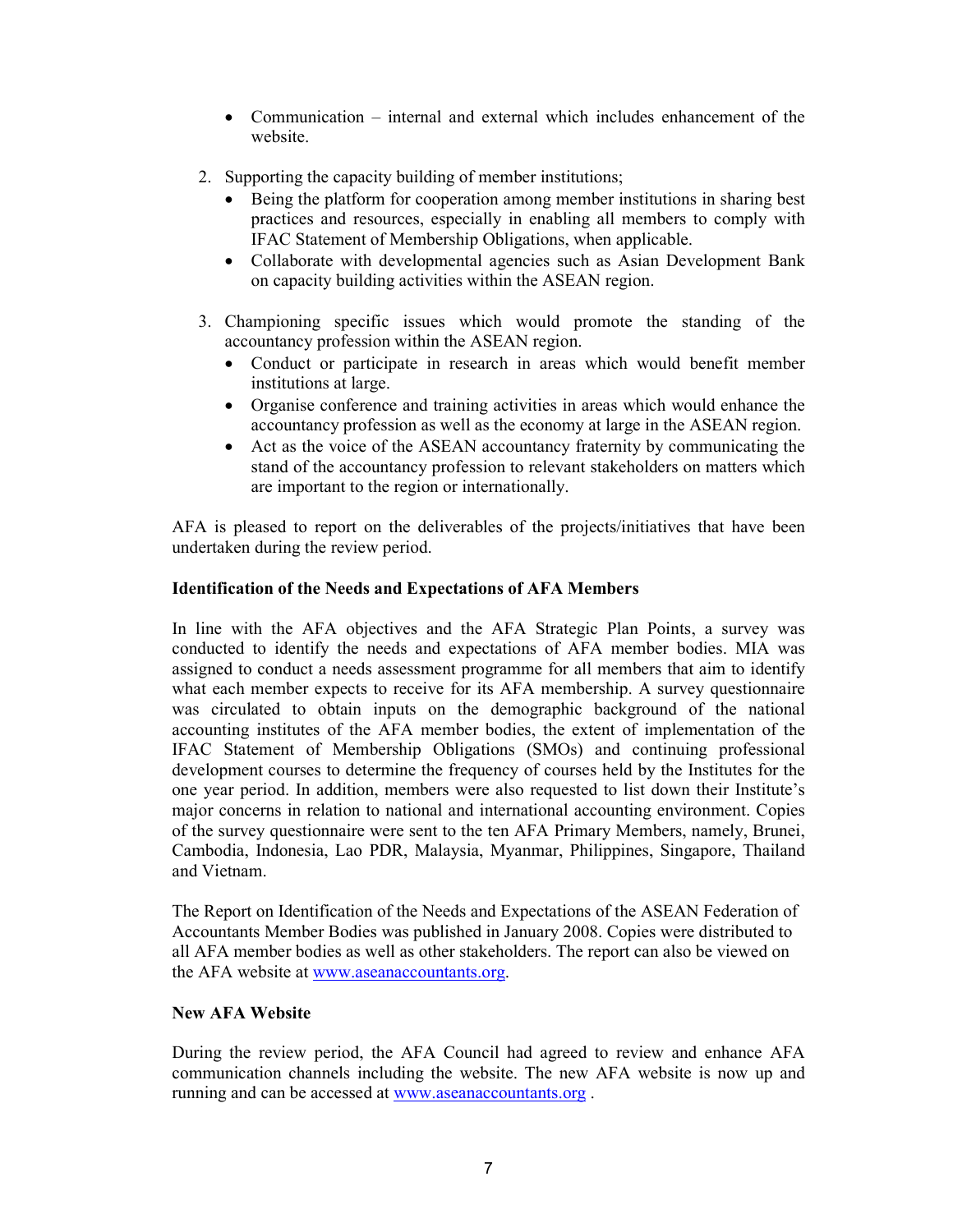- Communication – internal and external which includes enhancement of the website.

2. Supporting the capacity building of member institutions;
   - Being the platform for cooperation among member institutions in sharing best practices and resources, especially in enabling all members to comply with IFAC Statement of Membership Obligations, when applicable.
   - Collaborate with developmental agencies such as Asian Development Bank on capacity building activities within the ASEAN region.

3. Championing specific issues which would promote the standing of the accountancy profession within the ASEAN region.
   - Conduct or participate in research in areas which would benefit member institutions at large.
   - Organise conference and training activities in areas which would enhance the accountancy profession as well as the economy at large in the ASEAN region.
   - Act as the voice of the ASEAN accountancy fraternity by communicating the stand of the accountancy profession to relevant stakeholders on matters which are important to the region or internationally.

AFA is pleased to report on the deliverables of the projects/initiatives that have been undertaken during the review period.

**Identification of the Needs and Expectations of AFA Members**

In line with the AFA objectives and the AFA Strategic Plan Points, a survey was conducted to identify the needs and expectations of AFA member bodies. MIA was assigned to conduct a needs assessment programme for all members that aim to identify what each member expects to receive for its AFA membership. A survey questionnaire was circulated to obtain inputs on the demographic background of the national accounting institutes of the AFA member bodies, the extent of implementation of the IFAC Statement of Membership Obligations (SMOs) and continuing professional development courses to determine the frequency of courses held by the Institutes for the one year period. In addition, members were also requested to list down their Institute's major concerns in relation to national and international accounting environment. Copies of the survey questionnaire were sent to the ten AFA Primary Members, namely, Brunei, Cambodia, Indonesia, Lao PDR, Malaysia, Myanmar, Philippines, Singapore, Thailand and Vietnam.

The Report on Identification of the Needs and Expectations of the ASEAN Federation of Accountants Member Bodies was published in January 2008. Copies were distributed to all AFA member bodies as well as other stakeholders. The report can also be viewed on the AFA website at www.aseanaccountants.org.

**New AFA Website**

During the review period, the AFA Council had agreed to review and enhance AFA communication channels including the website. The new AFA website is now up and running and can be accessed at www.aseanaccountants.org .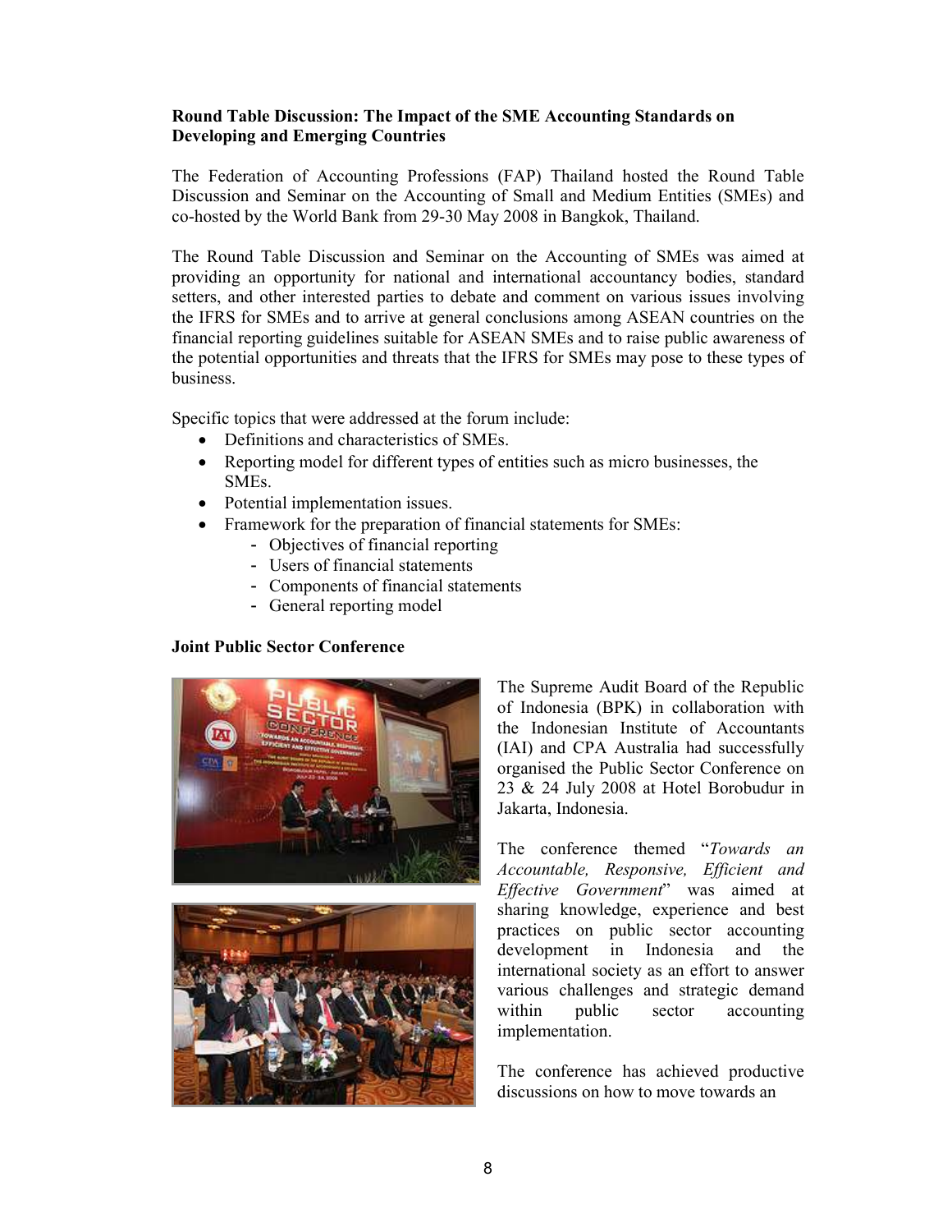**Round Table Discussion: The Impact of the SME Accounting Standards on Developing and Emerging Countries**

The Federation of Accounting Professions (FAP) Thailand hosted the Round Table Discussion and Seminar on the Accounting of Small and Medium Entities (SMEs) and co-hosted by the World Bank from 29-30 May 2008 in Bangkok, Thailand.

The Round Table Discussion and Seminar on the Accounting of SMEs was aimed at providing an opportunity for national and international accountancy bodies, standard setters, and other interested parties to debate and comment on various issues involving the IFRS for SMEs and to arrive at general conclusions among ASEAN countries on the financial reporting guidelines suitable for ASEAN SMEs and to raise public awareness of the potential opportunities and threats that the IFRS for SMEs may pose to these types of business.

Specific topics that were addressed at the forum include:

- Definitions and characteristics of SMEs.
- Reporting model for different types of entities such as micro businesses, the SMEs.
- Potential implementation issues.
- Framework for the preparation of financial statements for SMEs:
  - Objectives of financial reporting
  - Users of financial statements
  - Components of financial statements
  - General reporting model

**Joint Public Sector Conference**

The Supreme Audit Board of the Republic of Indonesia (BPK) in collaboration with the Indonesian Institute of Accountants (IAI) and CPA Australia had successfully organised the Public Sector Conference on 23 & 24 July 2008 at Hotel Borobudur in Jakarta, Indonesia.

The conference themed "*Towards an Accountable, Responsive, Efficient and Effective Government*" was aimed at sharing knowledge, experience and best practices on public sector accounting development in Indonesia and the international society as an effort to answer various challenges and strategic demand within public sector accounting implementation.

The conference has achieved productive discussions on how to move towards an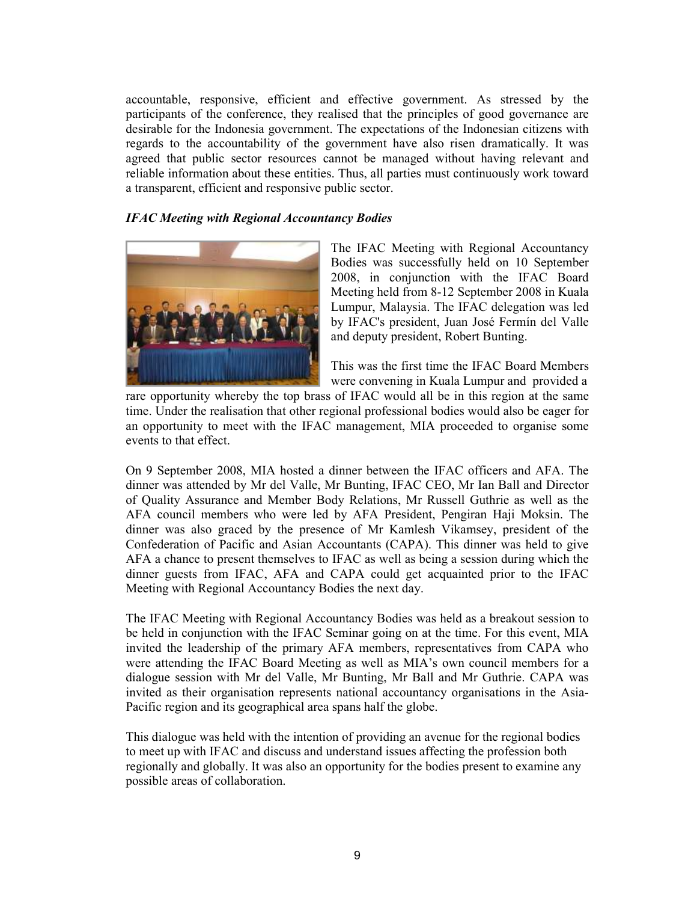accountable, responsive, efficient and effective government. As stressed by the participants of the conference, they realised that the principles of good governance are desirable for the Indonesia government. The expectations of the Indonesian citizens with regards to the accountability of the government have also risen dramatically. It was agreed that public sector resources cannot be managed without having relevant and reliable information about these entities. Thus, all parties must continuously work toward a transparent, efficient and responsive public sector.

***IFAC Meeting with Regional Accountancy Bodies***

The IFAC Meeting with Regional Accountancy Bodies was successfully held on 10 September 2008, in conjunction with the IFAC Board Meeting held from 8-12 September 2008 in Kuala Lumpur, Malaysia. The IFAC delegation was led by IFAC's president, Juan José Fermín del Valle and deputy president, Robert Bunting.

This was the first time the IFAC Board Members were convening in Kuala Lumpur and provided a rare opportunity whereby the top brass of IFAC would all be in this region at the same time. Under the realisation that other regional professional bodies would also be eager for an opportunity to meet with the IFAC management, MIA proceeded to organise some events to that effect.

On 9 September 2008, MIA hosted a dinner between the IFAC officers and AFA. The dinner was attended by Mr del Valle, Mr Bunting, IFAC CEO, Mr Ian Ball and Director of Quality Assurance and Member Body Relations, Mr Russell Guthrie as well as the AFA council members who were led by AFA President, Pengiran Haji Moksin. The dinner was also graced by the presence of Mr Kamlesh Vikamsey, president of the Confederation of Pacific and Asian Accountants (CAPA). This dinner was held to give AFA a chance to present themselves to IFAC as well as being a session during which the dinner guests from IFAC, AFA and CAPA could get acquainted prior to the IFAC Meeting with Regional Accountancy Bodies the next day.

The IFAC Meeting with Regional Accountancy Bodies was held as a breakout session to be held in conjunction with the IFAC Seminar going on at the time. For this event, MIA invited the leadership of the primary AFA members, representatives from CAPA who were attending the IFAC Board Meeting as well as MIA's own council members for a dialogue session with Mr del Valle, Mr Bunting, Mr Ball and Mr Guthrie. CAPA was invited as their organisation represents national accountancy organisations in the Asia-Pacific region and its geographical area spans half the globe.

This dialogue was held with the intention of providing an avenue for the regional bodies to meet up with IFAC and discuss and understand issues affecting the profession both regionally and globally. It was also an opportunity for the bodies present to examine any possible areas of collaboration.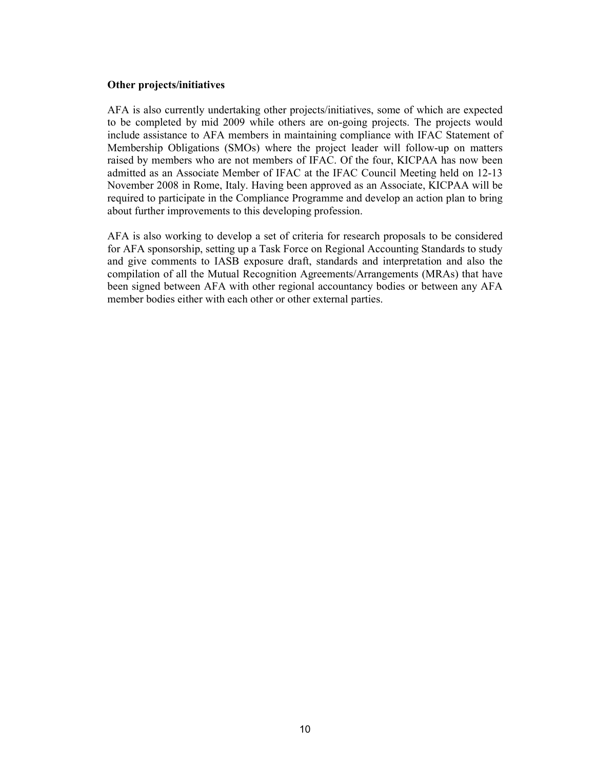**Other projects/initiatives**

AFA is also currently undertaking other projects/initiatives, some of which are expected to be completed by mid 2009 while others are on-going projects. The projects would include assistance to AFA members in maintaining compliance with IFAC Statement of Membership Obligations (SMOs) where the project leader will follow-up on matters raised by members who are not members of IFAC. Of the four, KICPAA has now been admitted as an Associate Member of IFAC at the IFAC Council Meeting held on 12-13 November 2008 in Rome, Italy. Having been approved as an Associate, KICPAA will be required to participate in the Compliance Programme and develop an action plan to bring about further improvements to this developing profession.

AFA is also working to develop a set of criteria for research proposals to be considered for AFA sponsorship, setting up a Task Force on Regional Accounting Standards to study and give comments to IASB exposure draft, standards and interpretation and also the compilation of all the Mutual Recognition Agreements/Arrangements (MRAs) that have been signed between AFA with other regional accountancy bodies or between any AFA member bodies either with each other or other external parties.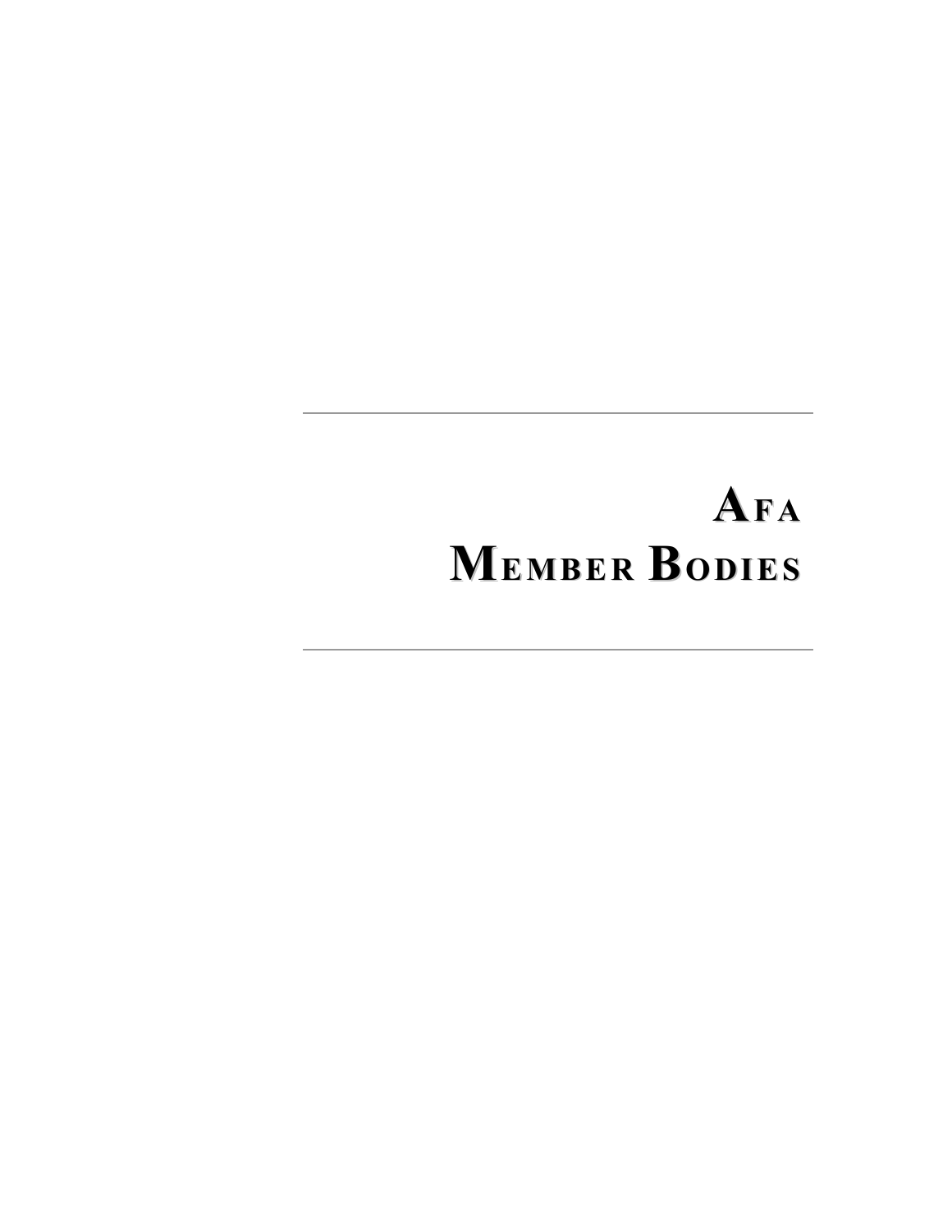---

# AFA MEMBER BODIES

---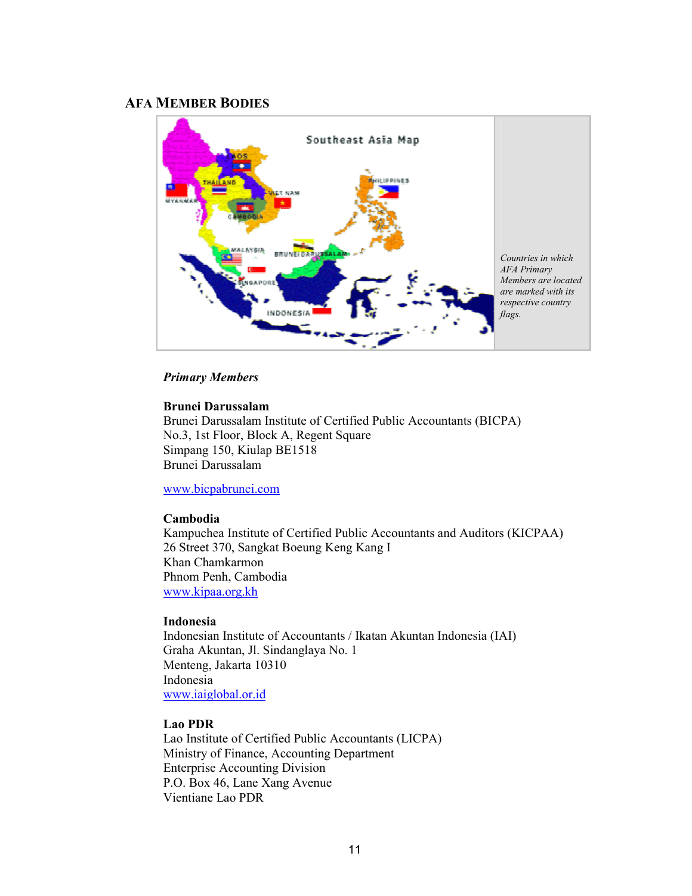## AFA Member Bodies

*Countries in which AFA Primary Members are located are marked with its respective country flags.*

***Primary Members***

**Brunei Darussalam**
Brunei Darussalam Institute of Certified Public Accountants (BICPA)
No.3, 1st Floor, Block A, Regent Square
Simpang 150, Kiulap BE1518
Brunei Darussalam

www.bicpabrunei.com

**Cambodia**
Kampuchea Institute of Certified Public Accountants and Auditors (KICPAA)
26 Street 370, Sangkat Boeung Keng Kang I
Khan Chamkarmon
Phnom Penh, Cambodia
www.kipaa.org.kh

**Indonesia**
Indonesian Institute of Accountants / Ikatan Akuntan Indonesia (IAI)
Graha Akuntan, Jl. Sindanglaya No. 1
Menteng, Jakarta 10310
Indonesia
www.iaiglobal.or.id

**Lao PDR**
Lao Institute of Certified Public Accountants (LICPA)
Ministry of Finance, Accounting Department
Enterprise Accounting Division
P.O. Box 46, Lane Xang Avenue
Vientiane Lao PDR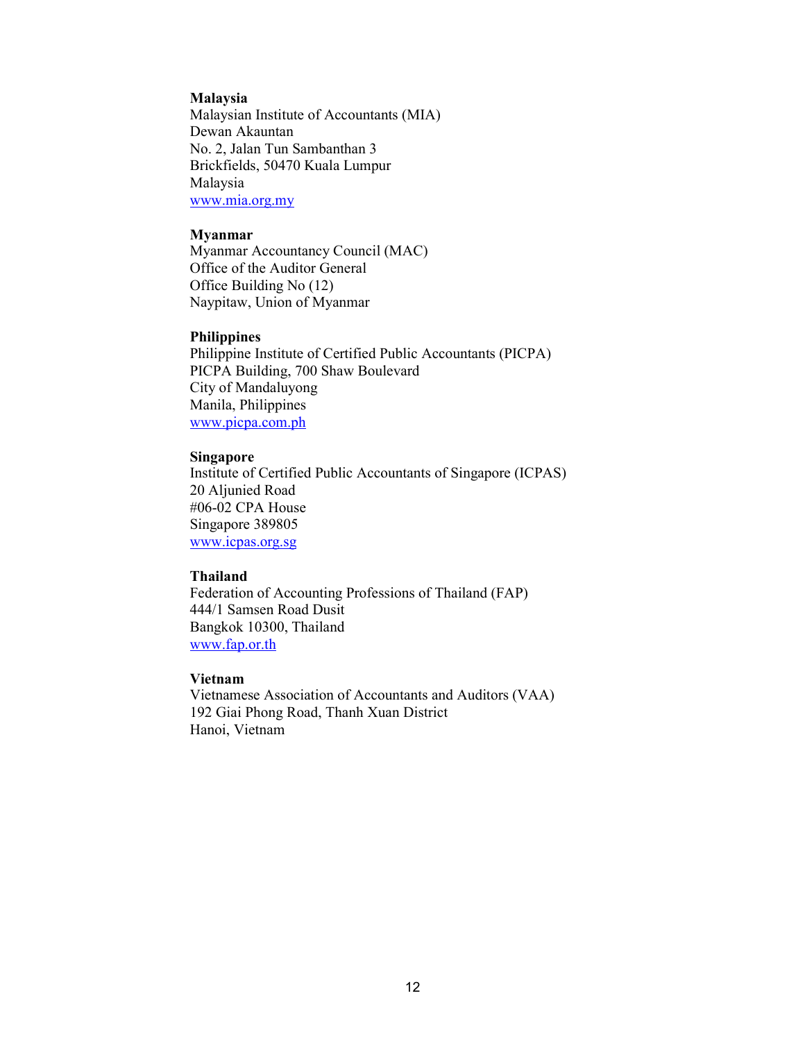**Malaysia**
Malaysian Institute of Accountants (MIA)
Dewan Akauntan
No. 2, Jalan Tun Sambanthan 3
Brickfields, 50470 Kuala Lumpur
Malaysia
www.mia.org.my

**Myanmar**
Myanmar Accountancy Council (MAC)
Office of the Auditor General
Office Building No (12)
Naypitaw, Union of Myanmar

**Philippines**
Philippine Institute of Certified Public Accountants (PICPA)
PICPA Building, 700 Shaw Boulevard
City of Mandaluyong
Manila, Philippines
www.picpa.com.ph

**Singapore**
Institute of Certified Public Accountants of Singapore (ICPAS)
20 Aljunied Road
#06-02 CPA House
Singapore 389805
www.icpas.org.sg

**Thailand**
Federation of Accounting Professions of Thailand (FAP)
444/1 Samsen Road Dusit
Bangkok 10300, Thailand
www.fap.or.th

**Vietnam**
Vietnamese Association of Accountants and Auditors (VAA)
192 Giai Phong Road, Thanh Xuan District
Hanoi, Vietnam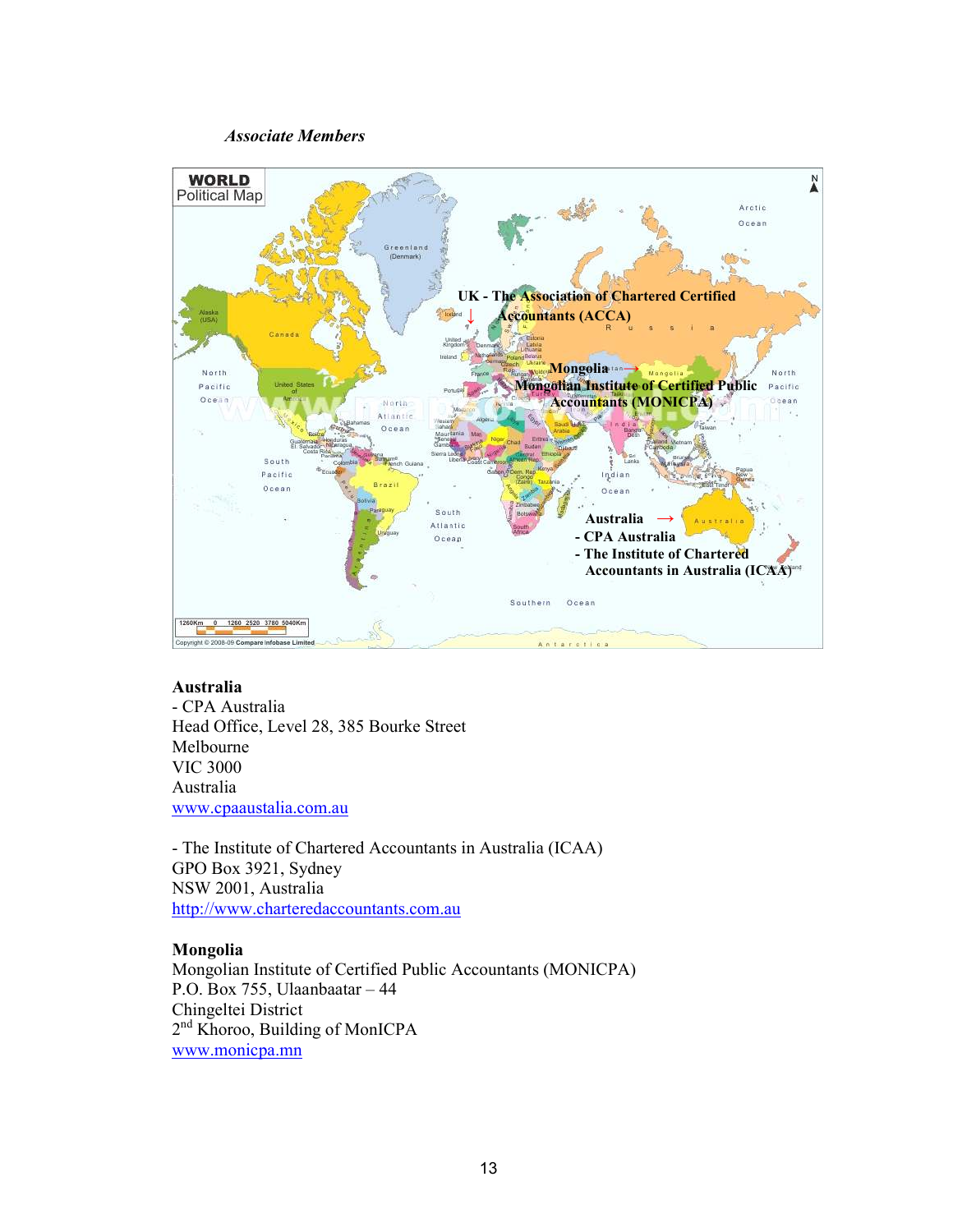***Associate Members***

## Australia

- CPA Australia
Head Office, Level 28, 385 Bourke Street
Melbourne
VIC 3000
Australia
www.cpaaustalia.com.au

- The Institute of Chartered Accountants in Australia (ICAA)
GPO Box 3921, Sydney
NSW 2001, Australia
http://www.charteredaccountants.com.au

## Mongolia

Mongolian Institute of Certified Public Accountants (MONICPA)
P.O. Box 755, Ulaanbaatar – 44
Chingeltei District
2nd Khoroo, Building of MonICPA
www.monicpa.mn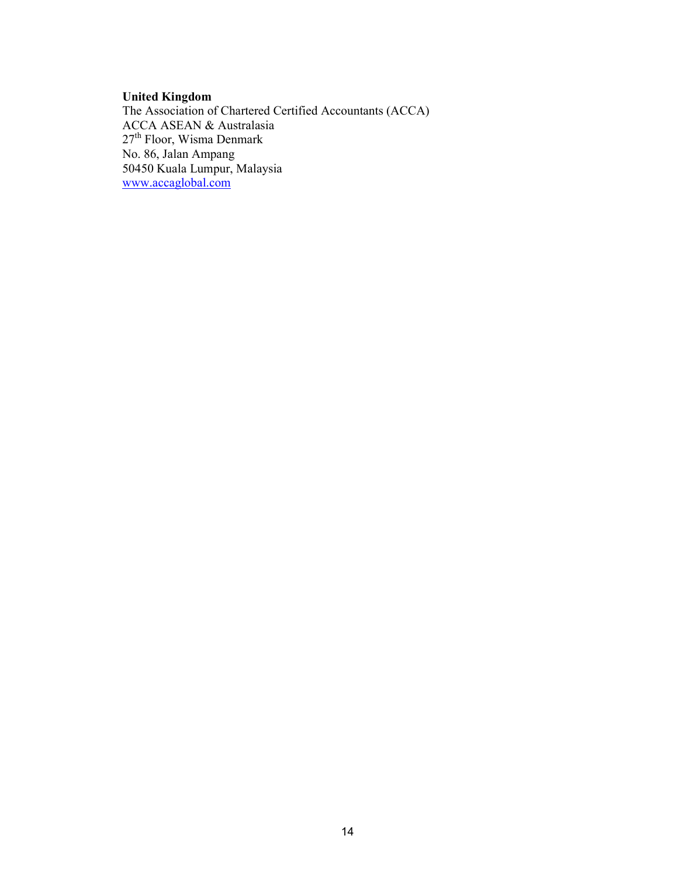**United Kingdom**
The Association of Chartered Certified Accountants (ACCA)
ACCA ASEAN & Australasia
27th Floor, Wisma Denmark
No. 86, Jalan Ampang
50450 Kuala Lumpur, Malaysia
www.accaglobal.com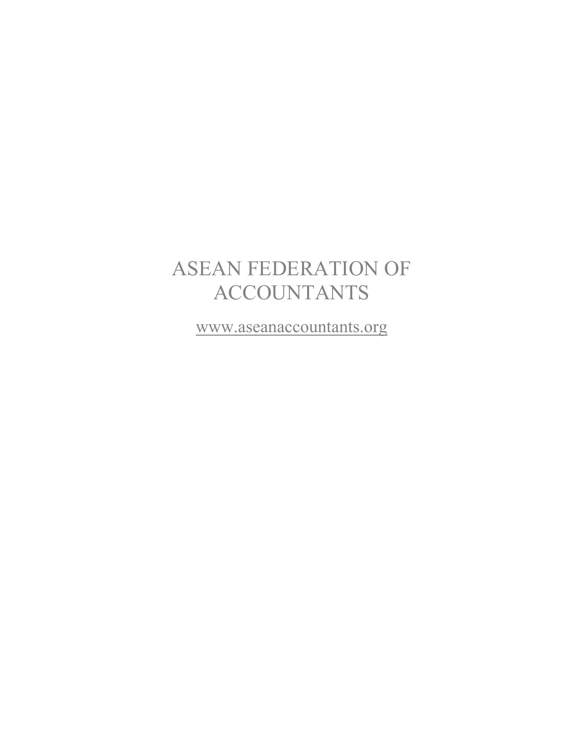# ASEAN FEDERATION OF ACCOUNTANTS

www.aseanaccountants.org